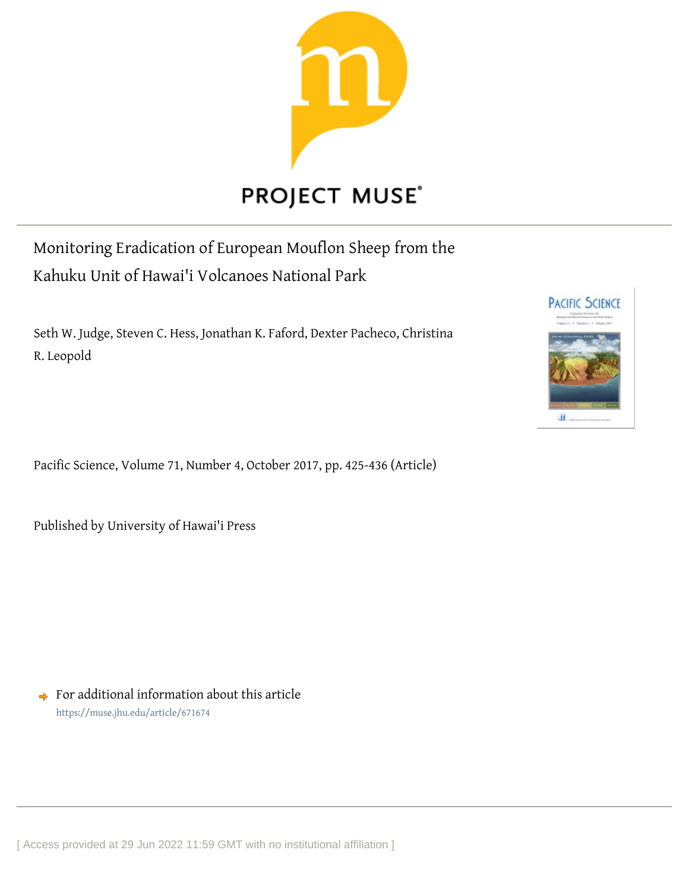PROJECT MUSE

# Monitoring Eradication of European Mouflon Sheep from the Kahuku Unit of Hawai'i Volcanoes National Park

Seth W. Judge, Steven C. Hess, Jonathan K. Faford, Dexter Pacheco, Christina R. Leopold

Pacific Science, Volume 71, Number 4, October 2017, pp. 425-436 (Article)

Published by University of Hawai'i Press

For additional information about this article
https://muse.jhu.edu/article/671674

[ Access provided at 29 Jun 2022 11:59 GMT with no institutional affiliation ]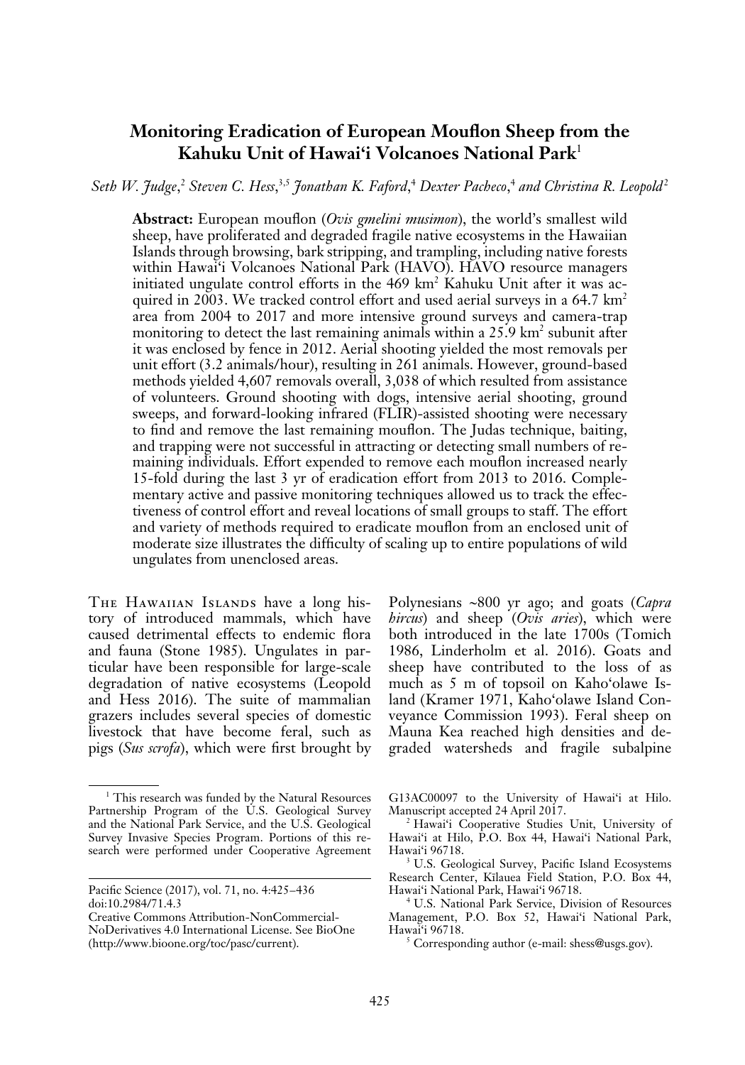# Monitoring Eradication of European Mouflon Sheep from the Kahuku Unit of Hawai'i Volcanoes National Park[1]

*Seth W. Judge,[2] Steven C. Hess,[3,5] Jonathan K. Faford,[4] Dexter Pacheco,[4] and Christina R. Leopold[2]*

**Abstract:** European mouflon (*Ovis gmelini musimon*), the world's smallest wild sheep, have proliferated and degraded fragile native ecosystems in the Hawaiian Islands through browsing, bark stripping, and trampling, including native forests within Hawai'i Volcanoes National Park (HAVO). HAVO resource managers initiated ungulate control efforts in the 469 km$^2$ Kahuku Unit after it was acquired in 2003. We tracked control effort and used aerial surveys in a 64.7 km$^2$ area from 2004 to 2017 and more intensive ground surveys and camera-trap monitoring to detect the last remaining animals within a 25.9 km$^2$ subunit after it was enclosed by fence in 2012. Aerial shooting yielded the most removals per unit effort (3.2 animals/hour), resulting in 261 animals. However, ground-based methods yielded 4,607 removals overall, 3,038 of which resulted from assistance of volunteers. Ground shooting with dogs, intensive aerial shooting, ground sweeps, and forward-looking infrared (FLIR)-assisted shooting were necessary to find and remove the last remaining mouflon. The Judas technique, baiting, and trapping were not successful in attracting or detecting small numbers of remaining individuals. Effort expended to remove each mouflon increased nearly 15-fold during the last 3 yr of eradication effort from 2013 to 2016. Complementary active and passive monitoring techniques allowed us to track the effectiveness of control effort and reveal locations of small groups to staff. The effort and variety of methods required to eradicate mouflon from an enclosed unit of moderate size illustrates the difficulty of scaling up to entire populations of wild ungulates from unenclosed areas.

The Hawaiian Islands have a long history of introduced mammals, which have caused detrimental effects to endemic flora and fauna (Stone 1985). Ungulates in particular have been responsible for large-scale degradation of native ecosystems (Leopold and Hess 2016). The suite of mammalian grazers includes several species of domestic livestock that have become feral, such as pigs (*Sus scrofa*), which were first brought by Polynesians ~800 yr ago; and goats (*Capra hircus*) and sheep (*Ovis aries*), which were both introduced in the late 1700s (Tomich 1986, Linderholm et al. 2016). Goats and sheep have contributed to the loss of as much as 5 m of topsoil on Kaho'olawe Island (Kramer 1971, Kaho'olawe Island Conveyance Commission 1993). Feral sheep on Mauna Kea reached high densities and degraded watersheds and fragile subalpine

---

[1] This research was funded by the Natural Resources Partnership Program of the U.S. Geological Survey and the National Park Service, and the U.S. Geological Survey Invasive Species Program. Portions of this research were performed under Cooperative Agreement G13AC00097 to the University of Hawai'i at Hilo. Manuscript accepted 24 April 2017.

[2] Hawai'i Cooperative Studies Unit, University of Hawai'i at Hilo, P.O. Box 44, Hawai'i National Park, Hawai'i 96718.

[3] U.S. Geological Survey, Pacific Island Ecosystems Research Center, Kīlauea Field Station, P.O. Box 44, Hawai'i National Park, Hawai'i 96718.

[4] U.S. National Park Service, Division of Resources Management, P.O. Box 52, Hawai'i National Park, Hawai'i 96718.

[5] Corresponding author (e-mail: shess@usgs.gov).

Pacific Science (2017), vol. 71, no. 4:425–436
doi:10.2984/71.4.3
Creative Commons Attribution-NonCommercial-NoDerivatives 4.0 International License. See BioOne (http://www.bioone.org/toc/pasc/current).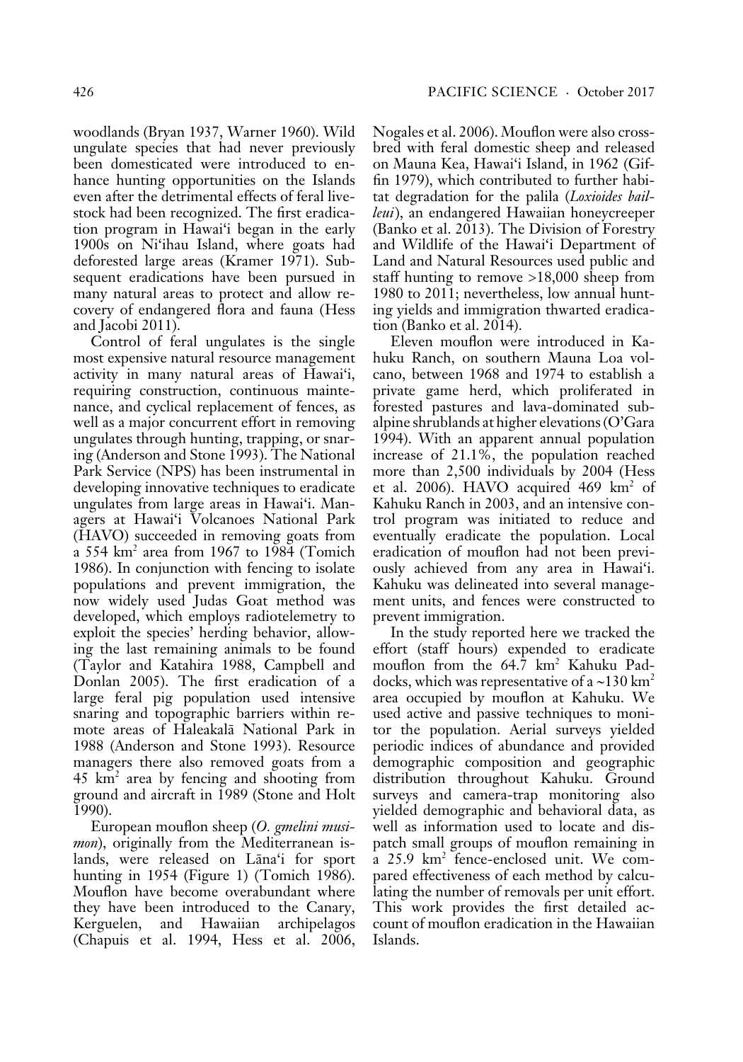woodlands (Bryan 1937, Warner 1960). Wild ungulate species that had never previously been domesticated were introduced to enhance hunting opportunities on the Islands even after the detrimental effects of feral livestock had been recognized. The first eradication program in Hawai'i began in the early 1900s on Ni'ihau Island, where goats had deforested large areas (Kramer 1971). Subsequent eradications have been pursued in many natural areas to protect and allow recovery of endangered flora and fauna (Hess and Jacobi 2011).

Control of feral ungulates is the single most expensive natural resource management activity in many natural areas of Hawai'i, requiring construction, continuous maintenance, and cyclical replacement of fences, as well as a major concurrent effort in removing ungulates through hunting, trapping, or snaring (Anderson and Stone 1993). The National Park Service (NPS) has been instrumental in developing innovative techniques to eradicate ungulates from large areas in Hawai'i. Managers at Hawai'i Volcanoes National Park (HAVO) succeeded in removing goats from a 554 km$^2$ area from 1967 to 1984 (Tomich 1986). In conjunction with fencing to isolate populations and prevent immigration, the now widely used Judas Goat method was developed, which employs radiotelemetry to exploit the species' herding behavior, allowing the last remaining animals to be found (Taylor and Katahira 1988, Campbell and Donlan 2005). The first eradication of a large feral pig population used intensive snaring and topographic barriers within remote areas of Haleakalā National Park in 1988 (Anderson and Stone 1993). Resource managers there also removed goats from a 45 km$^2$ area by fencing and shooting from ground and aircraft in 1989 (Stone and Holt 1990).

European mouflon sheep (*O. gmelini musimon*), originally from the Mediterranean islands, were released on Lāna'i for sport hunting in 1954 (Figure 1) (Tomich 1986). Mouflon have become overabundant where they have been introduced to the Canary, Kerguelen, and Hawaiian archipelagos (Chapuis et al. 1994, Hess et al. 2006, Nogales et al. 2006). Mouflon were also crossbred with feral domestic sheep and released on Mauna Kea, Hawai'i Island, in 1962 (Giffin 1979), which contributed to further habitat degradation for the palila (*Loxioides bailleui*), an endangered Hawaiian honeycreeper (Banko et al. 2013). The Division of Forestry and Wildlife of the Hawai'i Department of Land and Natural Resources used public and staff hunting to remove >18,000 sheep from 1980 to 2011; nevertheless, low annual hunting yields and immigration thwarted eradication (Banko et al. 2014).

Eleven mouflon were introduced in Kahuku Ranch, on southern Mauna Loa volcano, between 1968 and 1974 to establish a private game herd, which proliferated in forested pastures and lava-dominated subalpine shrublands at higher elevations (O'Gara 1994). With an apparent annual population increase of 21.1%, the population reached more than 2,500 individuals by 2004 (Hess et al. 2006). HAVO acquired 469 km$^2$ of Kahuku Ranch in 2003, and an intensive control program was initiated to reduce and eventually eradicate the population. Local eradication of mouflon had not been previously achieved from any area in Hawai'i. Kahuku was delineated into several management units, and fences were constructed to prevent immigration.

In the study reported here we tracked the effort (staff hours) expended to eradicate mouflon from the 64.7 km$^2$ Kahuku Paddocks, which was representative of a ~130 km$^2$ area occupied by mouflon at Kahuku. We used active and passive techniques to monitor the population. Aerial surveys yielded periodic indices of abundance and provided demographic composition and geographic distribution throughout Kahuku. Ground surveys and camera-trap monitoring also yielded demographic and behavioral data, as well as information used to locate and dispatch small groups of mouflon remaining in a 25.9 km$^2$ fence-enclosed unit. We compared effectiveness of each method by calculating the number of removals per unit effort. This work provides the first detailed account of mouflon eradication in the Hawaiian Islands.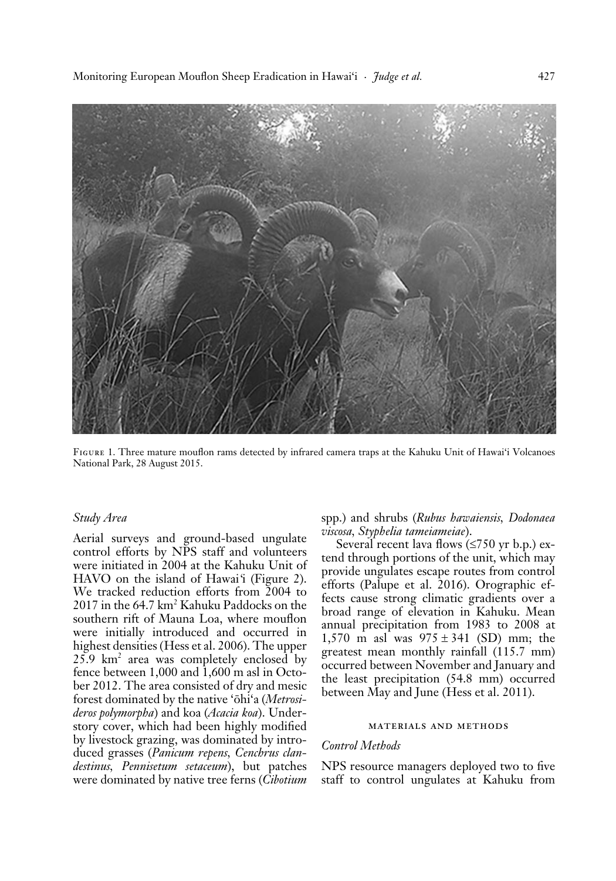Figure 1. Three mature mouflon rams detected by infrared camera traps at the Kahuku Unit of Hawai'i Volcanoes National Park, 28 August 2015.

### Study Area

Aerial surveys and ground-based ungulate control efforts by NPS staff and volunteers were initiated in 2004 at the Kahuku Unit of HAVO on the island of Hawai'i (Figure 2). We tracked reduction efforts from 2004 to 2017 in the 64.7 km$^2$ Kahuku Paddocks on the southern rift of Mauna Loa, where mouflon were initially introduced and occurred in highest densities (Hess et al. 2006). The upper 25.9 km$^2$ area was completely enclosed by fence between 1,000 and 1,600 m asl in October 2012. The area consisted of dry and mesic forest dominated by the native 'ōhi'a (*Metrosideros polymorpha*) and koa (*Acacia koa*). Understory cover, which had been highly modified by livestock grazing, was dominated by introduced grasses (*Panicum repens*, *Cenchrus clandestinus*, *Pennisetum setaceum*), but patches were dominated by native tree ferns (*Cibotium* spp.) and shrubs (*Rubus hawaiensis*, *Dodonaea viscosa*, *Styphelia tameiameiae*).

Several recent lava flows (≤750 yr b.p.) extend through portions of the unit, which may provide ungulates escape routes from control efforts (Palupe et al. 2016). Orographic effects cause strong climatic gradients over a broad range of elevation in Kahuku. Mean annual precipitation from 1983 to 2008 at 1,570 m asl was $975 \pm 341$ (SD) mm; the greatest mean monthly rainfall (115.7 mm) occurred between November and January and the least precipitation (54.8 mm) occurred between May and June (Hess et al. 2011).

## MATERIALS AND METHODS

### Control Methods

NPS resource managers deployed two to five staff to control ungulates at Kahuku from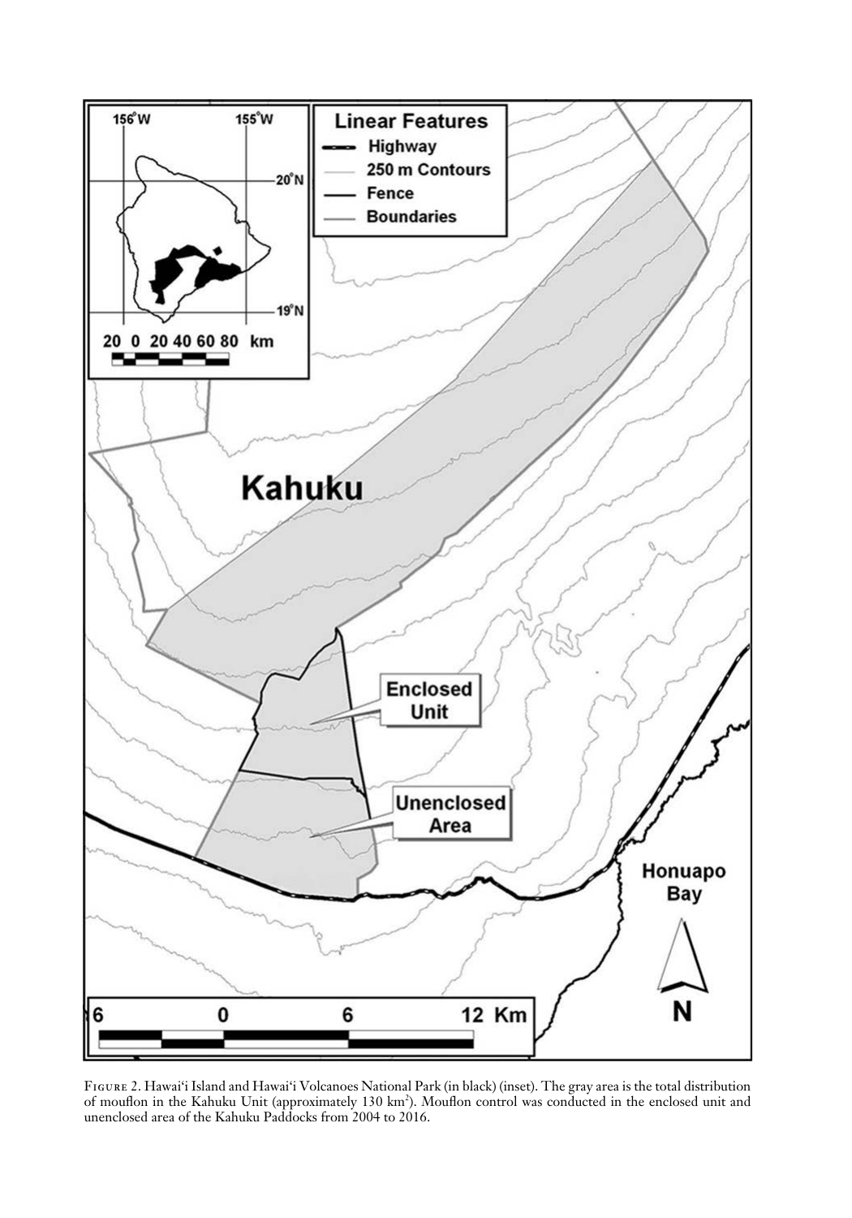Figure 2. Hawai'i Island and Hawai'i Volcanoes National Park (in black) (inset). The gray area is the total distribution of mouflon in the Kahuku Unit (approximately 130 km$^2$). Mouflon control was conducted in the enclosed unit and unenclosed area of the Kahuku Paddocks from 2004 to 2016.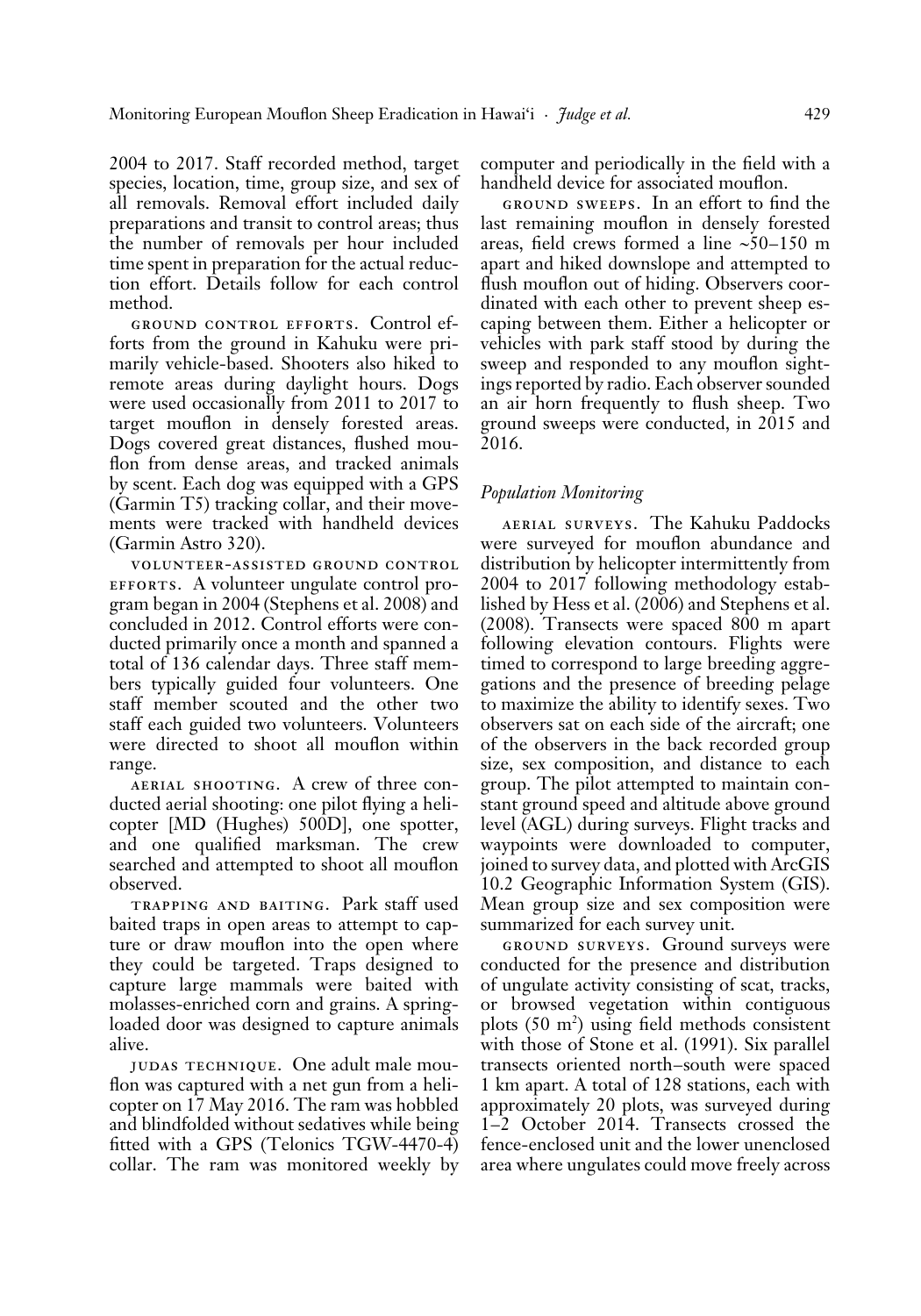2004 to 2017. Staff recorded method, target species, location, time, group size, and sex of all removals. Removal effort included daily preparations and transit to control areas; thus the number of removals per hour included time spent in preparation for the actual reduction effort. Details follow for each control method.

GROUND CONTROL EFFORTS. Control efforts from the ground in Kahuku were primarily vehicle-based. Shooters also hiked to remote areas during daylight hours. Dogs were used occasionally from 2011 to 2017 to target mouflon in densely forested areas. Dogs covered great distances, flushed mouflon from dense areas, and tracked animals by scent. Each dog was equipped with a GPS (Garmin T5) tracking collar, and their movements were tracked with handheld devices (Garmin Astro 320).

VOLUNTEER-ASSISTED GROUND CONTROL EFFORTS. A volunteer ungulate control program began in 2004 (Stephens et al. 2008) and concluded in 2012. Control efforts were conducted primarily once a month and spanned a total of 136 calendar days. Three staff members typically guided four volunteers. One staff member scouted and the other two staff each guided two volunteers. Volunteers were directed to shoot all mouflon within range.

AERIAL SHOOTING. A crew of three conducted aerial shooting: one pilot flying a helicopter [MD (Hughes) 500D], one spotter, and one qualified marksman. The crew searched and attempted to shoot all mouflon observed.

TRAPPING AND BAITING. Park staff used baited traps in open areas to attempt to capture or draw mouflon into the open where they could be targeted. Traps designed to capture large mammals were baited with molasses-enriched corn and grains. A spring-loaded door was designed to capture animals alive.

JUDAS TECHNIQUE. One adult male mouflon was captured with a net gun from a helicopter on 17 May 2016. The ram was hobbled and blindfolded without sedatives while being fitted with a GPS (Telonics TGW-4470-4) collar. The ram was monitored weekly by computer and periodically in the field with a handheld device for associated mouflon.

GROUND SWEEPS. In an effort to find the last remaining mouflon in densely forested areas, field crews formed a line ~50–150 m apart and hiked downslope and attempted to flush mouflon out of hiding. Observers coordinated with each other to prevent sheep escaping between them. Either a helicopter or vehicles with park staff stood by during the sweep and responded to any mouflon sightings reported by radio. Each observer sounded an air horn frequently to flush sheep. Two ground sweeps were conducted, in 2015 and 2016.

### *Population Monitoring*

AERIAL SURVEYS. The Kahuku Paddocks were surveyed for mouflon abundance and distribution by helicopter intermittently from 2004 to 2017 following methodology established by Hess et al. (2006) and Stephens et al. (2008). Transects were spaced 800 m apart following elevation contours. Flights were timed to correspond to large breeding aggregations and the presence of breeding pelage to maximize the ability to identify sexes. Two observers sat on each side of the aircraft; one of the observers in the back recorded group size, sex composition, and distance to each group. The pilot attempted to maintain constant ground speed and altitude above ground level (AGL) during surveys. Flight tracks and waypoints were downloaded to computer, joined to survey data, and plotted with ArcGIS 10.2 Geographic Information System (GIS). Mean group size and sex composition were summarized for each survey unit.

GROUND SURVEYS. Ground surveys were conducted for the presence and distribution of ungulate activity consisting of scat, tracks, or browsed vegetation within contiguous plots (50 m$^2$) using field methods consistent with those of Stone et al. (1991). Six parallel transects oriented north–south were spaced 1 km apart. A total of 128 stations, each with approximately 20 plots, was surveyed during 1–2 October 2014. Transects crossed the fence-enclosed unit and the lower unenclosed area where ungulates could move freely across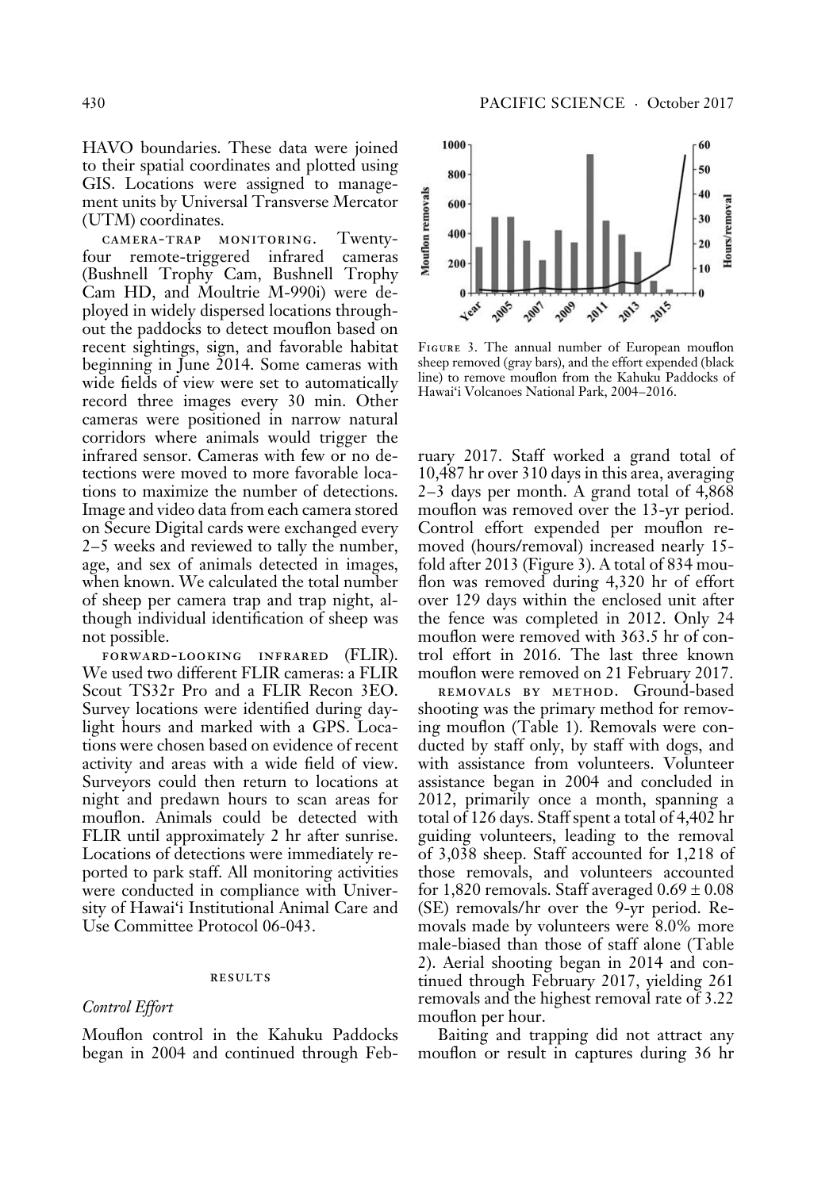HAVO boundaries. These data were joined to their spatial coordinates and plotted using GIS. Locations were assigned to management units by Universal Transverse Mercator (UTM) coordinates.

CAMERA-TRAP MONITORING. Twenty-four remote-triggered infrared cameras (Bushnell Trophy Cam, Bushnell Trophy Cam HD, and Moultrie M-990i) were deployed in widely dispersed locations throughout the paddocks to detect mouflon based on recent sightings, sign, and favorable habitat beginning in June 2014. Some cameras with wide fields of view were set to automatically record three images every 30 min. Other cameras were positioned in narrow natural corridors where animals would trigger the infrared sensor. Cameras with few or no detections were moved to more favorable locations to maximize the number of detections. Image and video data from each camera stored on Secure Digital cards were exchanged every 2–5 weeks and reviewed to tally the number, age, and sex of animals detected in images, when known. We calculated the total number of sheep per camera trap and trap night, although individual identification of sheep was not possible.

FORWARD-LOOKING INFRARED (FLIR). We used two different FLIR cameras: a FLIR Scout TS32r Pro and a FLIR Recon 3EO. Survey locations were identified during daylight hours and marked with a GPS. Locations were chosen based on evidence of recent activity and areas with a wide field of view. Surveyors could then return to locations at night and predawn hours to scan areas for mouflon. Animals could be detected with FLIR until approximately 2 hr after sunrise. Locations of detections were immediately reported to park staff. All monitoring activities were conducted in compliance with University of Hawai'i Institutional Animal Care and Use Committee Protocol 06-043.

## RESULTS

### *Control Effort*

Mouflon control in the Kahuku Paddocks began in 2004 and continued through February 2017. Staff worked a grand total of 10,487 hr over 310 days in this area, averaging 2–3 days per month. A grand total of 4,868 mouflon was removed over the 13-yr period. Control effort expended per mouflon removed (hours/removal) increased nearly 15-fold after 2013 (Figure 3). A total of 834 mouflon was removed during 4,320 hr of effort over 129 days within the enclosed unit after the fence was completed in 2012. Only 24 mouflon were removed with 363.5 hr of control effort in 2016. The last three known mouflon were removed on 21 February 2017.

FIGURE 3. The annual number of European mouflon sheep removed (gray bars), and the effort expended (black line) to remove mouflon from the Kahuku Paddocks of Hawai'i Volcanoes National Park, 2004–2016.

REMOVALS BY METHOD. Ground-based shooting was the primary method for removing mouflon (Table 1). Removals were conducted by staff only, by staff with dogs, and with assistance from volunteers. Volunteer assistance began in 2004 and concluded in 2012, primarily once a month, spanning a total of 126 days. Staff spent a total of 4,402 hr guiding volunteers, leading to the removal of 3,038 sheep. Staff accounted for 1,218 of those removals, and volunteers accounted for 1,820 removals. Staff averaged $0.69 \pm 0.08$ (SE) removals/hr over the 9-yr period. Removals made by volunteers were 8.0% more male-biased than those of staff alone (Table 2). Aerial shooting began in 2014 and continued through February 2017, yielding 261 removals and the highest removal rate of 3.22 mouflon per hour.

Baiting and trapping did not attract any mouflon or result in captures during 36 hr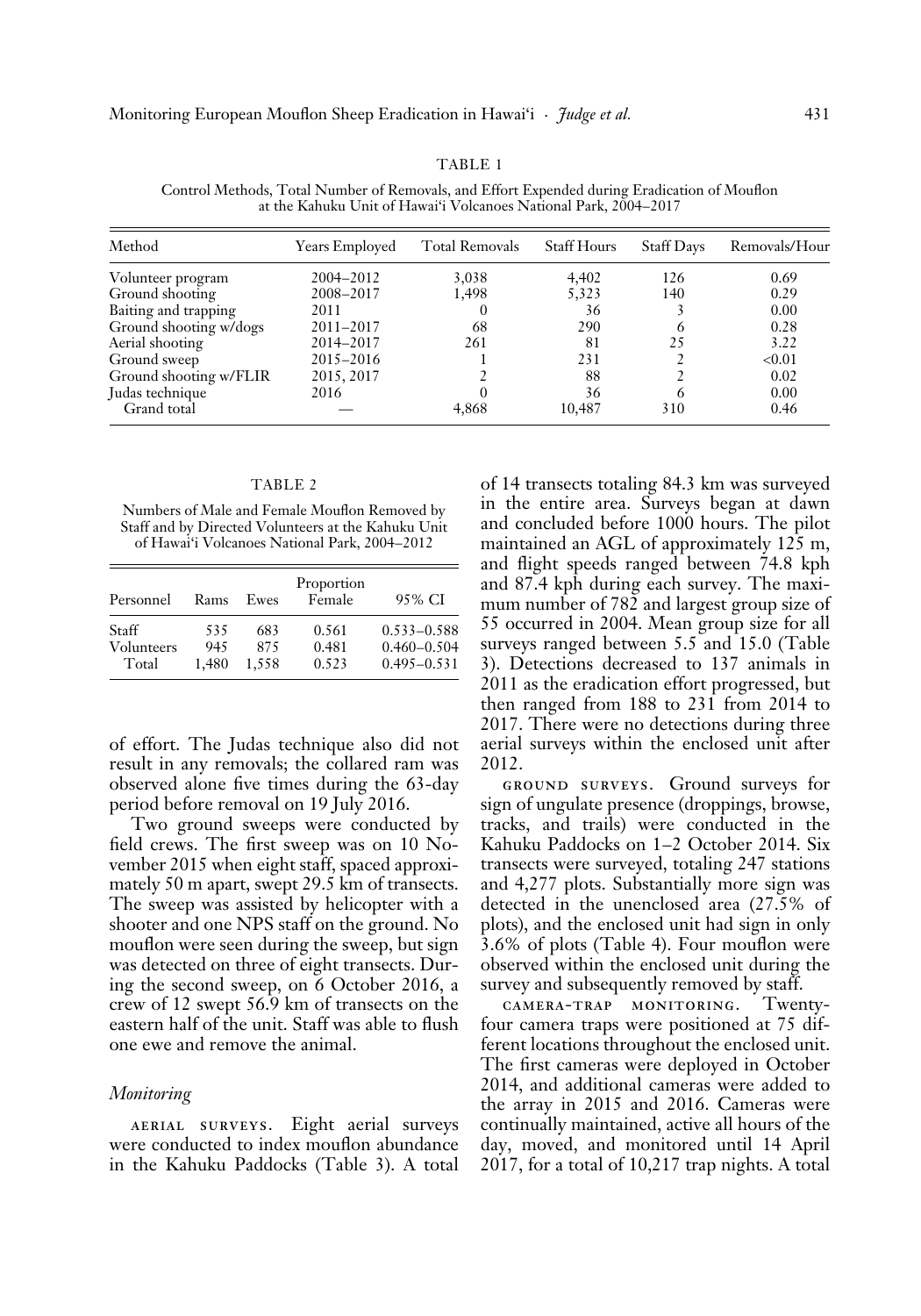TABLE 1

Control Methods, Total Number of Removals, and Effort Expended during Eradication of Mouflon at the Kahuku Unit of Hawai'i Volcanoes National Park, 2004–2017

| Method | Years Employed | Total Removals | Staff Hours | Staff Days | Removals/Hour |
|---|---|---|---|---|---|
| Volunteer program | 2004–2012 | 3,038 | 4,402 | 126 | 0.69 |
| Ground shooting | 2008–2017 | 1,498 | 5,323 | 140 | 0.29 |
| Baiting and trapping | 2011 | 0 | 36 | 3 | 0.00 |
| Ground shooting w/dogs | 2011–2017 | 68 | 290 | 6 | 0.28 |
| Aerial shooting | 2014–2017 | 261 | 81 | 25 | 3.22 |
| Ground sweep | 2015–2016 | 1 | 231 | 2 | <0.01 |
| Ground shooting w/FLIR | 2015, 2017 | 2 | 88 | 2 | 0.02 |
| Judas technique | 2016 | 0 | 36 | 6 | 0.00 |
| Grand total | — | 4,868 | 10,487 | 310 | 0.46 |

TABLE 2

Numbers of Male and Female Mouflon Removed by Staff and by Directed Volunteers at the Kahuku Unit of Hawai'i Volcanoes National Park, 2004–2012

| Personnel | Rams | Ewes | Proportion Female | 95% CI |
|---|---|---|---|---|
| Staff | 535 | 683 | 0.561 | 0.533–0.588 |
| Volunteers | 945 | 875 | 0.481 | 0.460–0.504 |
| Total | 1,480 | 1,558 | 0.523 | 0.495–0.531 |

of effort. The Judas technique also did not result in any removals; the collared ram was observed alone five times during the 63-day period before removal on 19 July 2016.

Two ground sweeps were conducted by field crews. The first sweep was on 10 November 2015 when eight staff, spaced approximately 50 m apart, swept 29.5 km of transects. The sweep was assisted by helicopter with a shooter and one NPS staff on the ground. No mouflon were seen during the sweep, but sign was detected on three of eight transects. During the second sweep, on 6 October 2016, a crew of 12 swept 56.9 km of transects on the eastern half of the unit. Staff was able to flush one ewe and remove the animal.

### *Monitoring*

AERIAL SURVEYS. Eight aerial surveys were conducted to index mouflon abundance in the Kahuku Paddocks (Table 3). A total of 14 transects totaling 84.3 km was surveyed in the entire area. Surveys began at dawn and concluded before 1000 hours. The pilot maintained an AGL of approximately 125 m, and flight speeds ranged between 74.8 kph and 87.4 kph during each survey. The maximum number of 782 and largest group size of 55 occurred in 2004. Mean group size for all surveys ranged between 5.5 and 15.0 (Table 3). Detections decreased to 137 animals in 2011 as the eradication effort progressed, but then ranged from 188 to 231 from 2014 to 2017. There were no detections during three aerial surveys within the enclosed unit after 2012.

GROUND SURVEYS. Ground surveys for sign of ungulate presence (droppings, browse, tracks, and trails) were conducted in the Kahuku Paddocks on 1–2 October 2014. Six transects were surveyed, totaling 247 stations and 4,277 plots. Substantially more sign was detected in the unenclosed area (27.5% of plots), and the enclosed unit had sign in only 3.6% of plots (Table 4). Four mouflon were observed within the enclosed unit during the survey and subsequently removed by staff.

CAMERA-TRAP MONITORING. Twenty-four camera traps were positioned at 75 different locations throughout the enclosed unit. The first cameras were deployed in October 2014, and additional cameras were added to the array in 2015 and 2016. Cameras were continually maintained, active all hours of the day, moved, and monitored until 14 April 2017, for a total of 10,217 trap nights. A total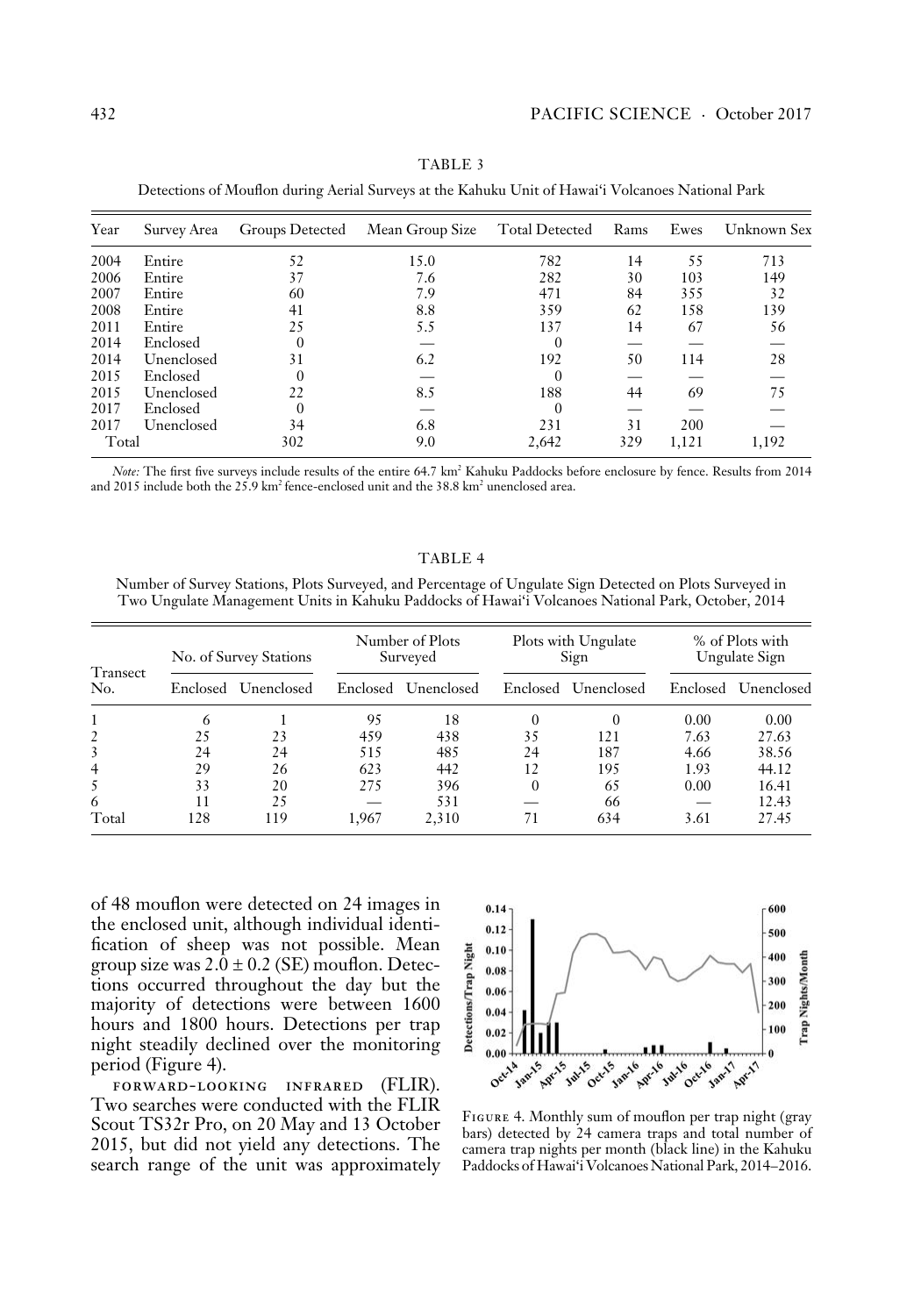TABLE 3

Detections of Mouflon during Aerial Surveys at the Kahuku Unit of Hawai'i Volcanoes National Park

| Year | Survey Area | Groups Detected | Mean Group Size | Total Detected | Rams | Ewes | Unknown Sex |
|---|---|---|---|---|---|---|---|
| 2004 | Entire | 52 | 15.0 | 782 | 14 | 55 | 713 |
| 2006 | Entire | 37 | 7.6 | 282 | 30 | 103 | 149 |
| 2007 | Entire | 60 | 7.9 | 471 | 84 | 355 | 32 |
| 2008 | Entire | 41 | 8.8 | 359 | 62 | 158 | 139 |
| 2011 | Entire | 25 | 5.5 | 137 | 14 | 67 | 56 |
| 2014 | Enclosed | 0 | — | 0 | — | — | — |
| 2014 | Unenclosed | 31 | 6.2 | 192 | 50 | 114 | 28 |
| 2015 | Enclosed | 0 | — | 0 | — | — | — |
| 2015 | Unenclosed | 22 | 8.5 | 188 | 44 | 69 | 75 |
| 2017 | Enclosed | 0 | — | 0 | — | — | — |
| 2017 | Unenclosed | 34 | 6.8 | 231 | 31 | 200 | — |
| Total | | 302 | 9.0 | 2,642 | 329 | 1,121 | 1,192 |

*Note:* The first five surveys include results of the entire 64.7 km$^2$ Kahuku Paddocks before enclosure by fence. Results from 2014 and 2015 include both the 25.9 km$^2$ fence-enclosed unit and the 38.8 km$^2$ unenclosed area.

TABLE 4

Number of Survey Stations, Plots Surveyed, and Percentage of Ungulate Sign Detected on Plots Surveyed in Two Ungulate Management Units in Kahuku Paddocks of Hawai'i Volcanoes National Park, October, 2014

| Transect No. | No. of Survey Stations | | Number of Plots Surveyed | | Plots with Ungulate Sign | | % of Plots with Ungulate Sign | |
|---|---|---|---|---|---|---|---|---|
| | Enclosed | Unenclosed | Enclosed | Unenclosed | Enclosed | Unenclosed | Enclosed | Unenclosed |
| 1 | 6 | 1 | 95 | 18 | 0 | 0 | 0.00 | 0.00 |
| 2 | 25 | 23 | 459 | 438 | 35 | 121 | 7.63 | 27.63 |
| 3 | 24 | 24 | 515 | 485 | 24 | 187 | 4.66 | 38.56 |
| 4 | 29 | 26 | 623 | 442 | 12 | 195 | 1.93 | 44.12 |
| 5 | 33 | 20 | 275 | 396 | 0 | 65 | 0.00 | 16.41 |
| 6 | 11 | 25 | — | 531 | — | 66 | — | 12.43 |
| Total | 128 | 119 | 1,967 | 2,310 | 71 | 634 | 3.61 | 27.45 |

of 48 mouflon were detected on 24 images in the enclosed unit, although individual identification of sheep was not possible. Mean group size was $2.0 \pm 0.2$ (SE) mouflon. Detections occurred throughout the day but the majority of detections were between 1600 hours and 1800 hours. Detections per trap night steadily declined over the monitoring period (Figure 4).

FORWARD-LOOKING INFRARED (FLIR). Two searches were conducted with the FLIR Scout TS32r Pro, on 20 May and 13 October 2015, but did not yield any detections. The search range of the unit was approximately

FIGURE 4. Monthly sum of mouflon per trap night (gray bars) detected by 24 camera traps and total number of camera trap nights per month (black line) in the Kahuku Paddocks of Hawai'i Volcanoes National Park, 2014–2016.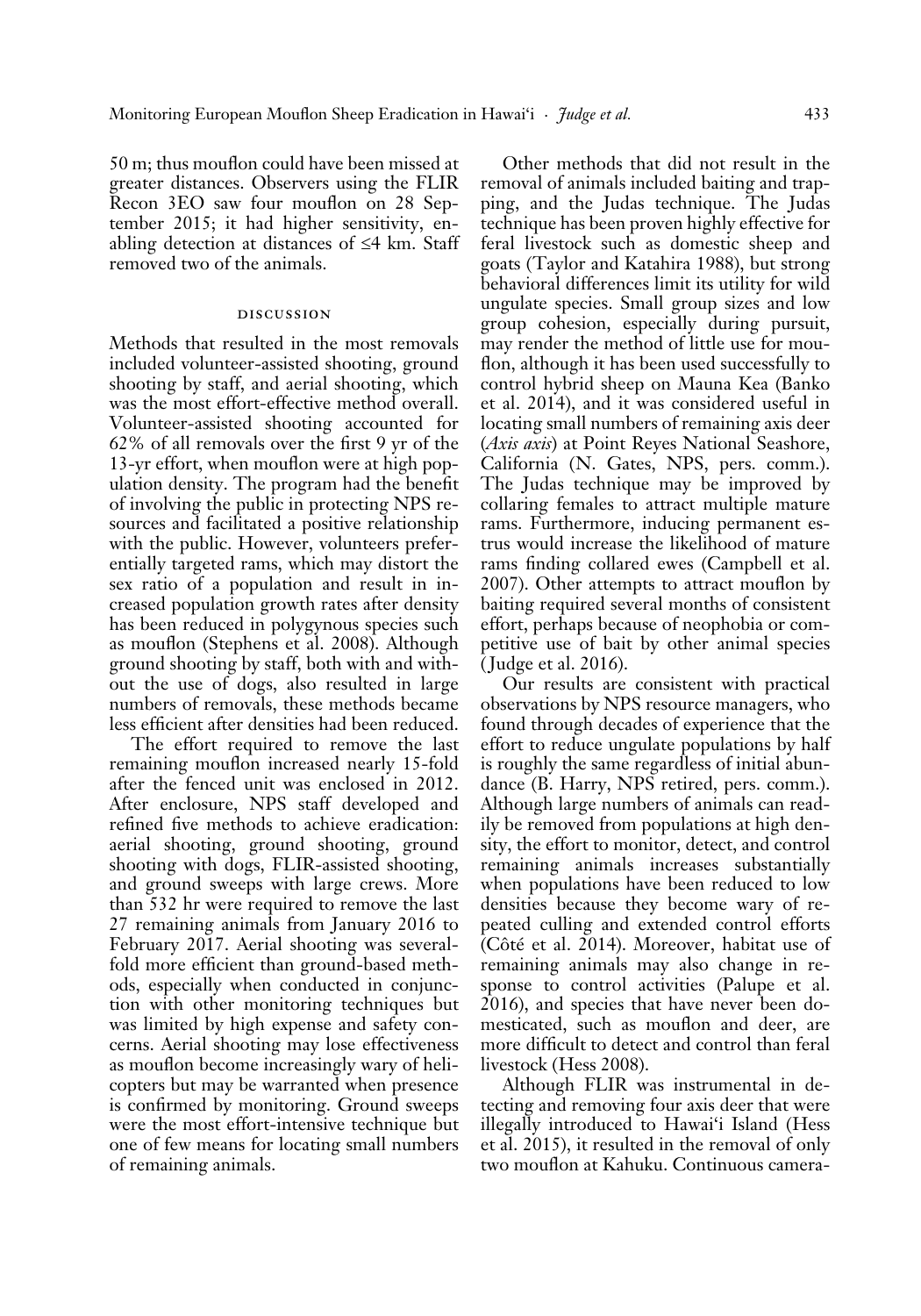50 m; thus mouflon could have been missed at greater distances. Observers using the FLIR Recon 3EO saw four mouflon on 28 September 2015; it had higher sensitivity, enabling detection at distances of ≤4 km. Staff removed two of the animals.

## DISCUSSION

Methods that resulted in the most removals included volunteer-assisted shooting, ground shooting by staff, and aerial shooting, which was the most effort-effective method overall. Volunteer-assisted shooting accounted for 62% of all removals over the first 9 yr of the 13-yr effort, when mouflon were at high population density. The program had the benefit of involving the public in protecting NPS resources and facilitated a positive relationship with the public. However, volunteers preferentially targeted rams, which may distort the sex ratio of a population and result in increased population growth rates after density has been reduced in polygynous species such as mouflon (Stephens et al. 2008). Although ground shooting by staff, both with and without the use of dogs, also resulted in large numbers of removals, these methods became less efficient after densities had been reduced.

The effort required to remove the last remaining mouflon increased nearly 15-fold after the fenced unit was enclosed in 2012. After enclosure, NPS staff developed and refined five methods to achieve eradication: aerial shooting, ground shooting, ground shooting with dogs, FLIR-assisted shooting, and ground sweeps with large crews. More than 532 hr were required to remove the last 27 remaining animals from January 2016 to February 2017. Aerial shooting was several-fold more efficient than ground-based methods, especially when conducted in conjunction with other monitoring techniques but was limited by high expense and safety concerns. Aerial shooting may lose effectiveness as mouflon become increasingly wary of helicopters but may be warranted when presence is confirmed by monitoring. Ground sweeps were the most effort-intensive technique but one of few means for locating small numbers of remaining animals.

Other methods that did not result in the removal of animals included baiting and trapping, and the Judas technique. The Judas technique has been proven highly effective for feral livestock such as domestic sheep and goats (Taylor and Katahira 1988), but strong behavioral differences limit its utility for wild ungulate species. Small group sizes and low group cohesion, especially during pursuit, may render the method of little use for mouflon, although it has been used successfully to control hybrid sheep on Mauna Kea (Banko et al. 2014), and it was considered useful in locating small numbers of remaining axis deer (*Axis axis*) at Point Reyes National Seashore, California (N. Gates, NPS, pers. comm.). The Judas technique may be improved by collaring females to attract multiple mature rams. Furthermore, inducing permanent estrus would increase the likelihood of mature rams finding collared ewes (Campbell et al. 2007). Other attempts to attract mouflon by baiting required several months of consistent effort, perhaps because of neophobia or competitive use of bait by other animal species (Judge et al. 2016).

Our results are consistent with practical observations by NPS resource managers, who found through decades of experience that the effort to reduce ungulate populations by half is roughly the same regardless of initial abundance (B. Harry, NPS retired, pers. comm.). Although large numbers of animals can readily be removed from populations at high density, the effort to monitor, detect, and control remaining animals increases substantially when populations have been reduced to low densities because they become wary of repeated culling and extended control efforts (Côté et al. 2014). Moreover, habitat use of remaining animals may also change in response to control activities (Palupe et al. 2016), and species that have never been domesticated, such as mouflon and deer, are more difficult to detect and control than feral livestock (Hess 2008).

Although FLIR was instrumental in detecting and removing four axis deer that were illegally introduced to Hawai'i Island (Hess et al. 2015), it resulted in the removal of only two mouflon at Kahuku. Continuous camera-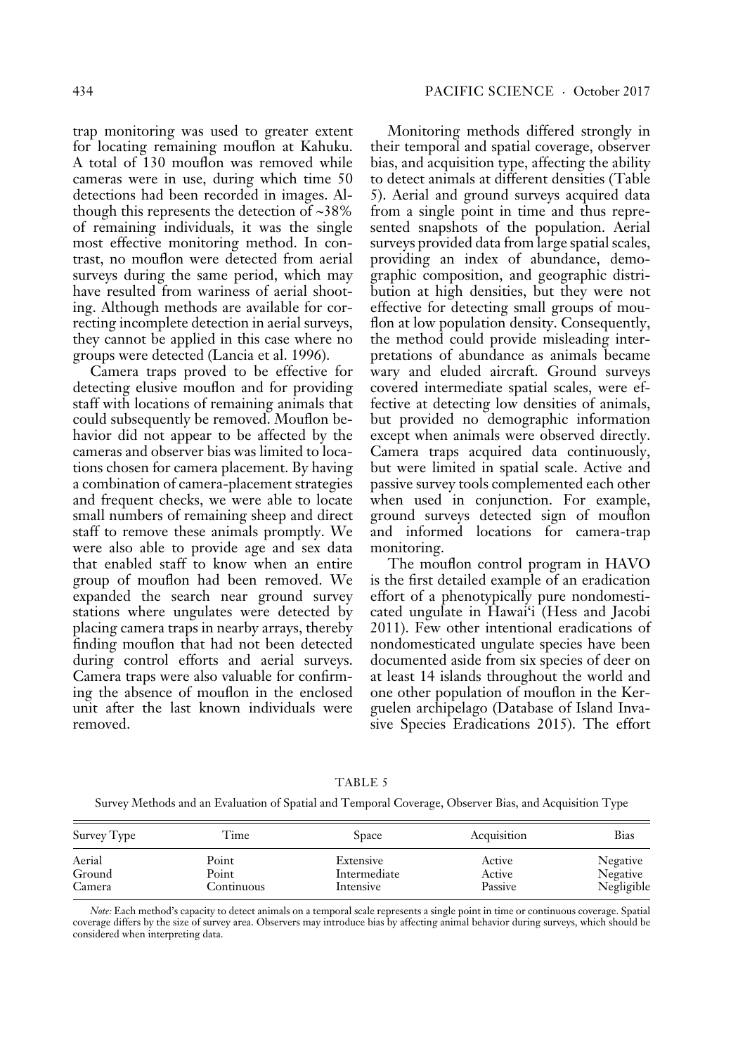trap monitoring was used to greater extent for locating remaining mouflon at Kahuku. A total of 130 mouflon was removed while cameras were in use, during which time 50 detections had been recorded in images. Although this represents the detection of ~38% of remaining individuals, it was the single most effective monitoring method. In contrast, no mouflon were detected from aerial surveys during the same period, which may have resulted from wariness of aerial shooting. Although methods are available for correcting incomplete detection in aerial surveys, they cannot be applied in this case where no groups were detected (Lancia et al. 1996).

Camera traps proved to be effective for detecting elusive mouflon and for providing staff with locations of remaining animals that could subsequently be removed. Mouflon behavior did not appear to be affected by the cameras and observer bias was limited to locations chosen for camera placement. By having a combination of camera-placement strategies and frequent checks, we were able to locate small numbers of remaining sheep and direct staff to remove these animals promptly. We were also able to provide age and sex data that enabled staff to know when an entire group of mouflon had been removed. We expanded the search near ground survey stations where ungulates were detected by placing camera traps in nearby arrays, thereby finding mouflon that had not been detected during control efforts and aerial surveys. Camera traps were also valuable for confirming the absence of mouflon in the enclosed unit after the last known individuals were removed.

Monitoring methods differed strongly in their temporal and spatial coverage, observer bias, and acquisition type, affecting the ability to detect animals at different densities (Table 5). Aerial and ground surveys acquired data from a single point in time and thus represented snapshots of the population. Aerial surveys provided data from large spatial scales, providing an index of abundance, demographic composition, and geographic distribution at high densities, but they were not effective for detecting small groups of mouflon at low population density. Consequently, the method could provide misleading interpretations of abundance as animals became wary and eluded aircraft. Ground surveys covered intermediate spatial scales, were effective at detecting low densities of animals, but provided no demographic information except when animals were observed directly. Camera traps acquired data continuously, but were limited in spatial scale. Active and passive survey tools complemented each other when used in conjunction. For example, ground surveys detected sign of mouflon and informed locations for camera-trap monitoring.

The mouflon control program in HAVO is the first detailed example of an eradication effort of a phenotypically pure nondomesticated ungulate in Hawai'i (Hess and Jacobi 2011). Few other intentional eradications of nondomesticated ungulate species have been documented aside from six species of deer on at least 14 islands throughout the world and one other population of mouflon in the Kerguelen archipelago (Database of Island Invasive Species Eradications 2015). The effort

TABLE 5

Survey Methods and an Evaluation of Spatial and Temporal Coverage, Observer Bias, and Acquisition Type

| Survey Type | Time | Space | Acquisition | Bias |
|---|---|---|---|---|
| Aerial | Point | Extensive | Active | Negative |
| Ground | Point | Intermediate | Active | Negative |
| Camera | Continuous | Intensive | Passive | Negligible |

*Note:* Each method's capacity to detect animals on a temporal scale represents a single point in time or continuous coverage. Spatial coverage differs by the size of survey area. Observers may introduce bias by affecting animal behavior during surveys, which should be considered when interpreting data.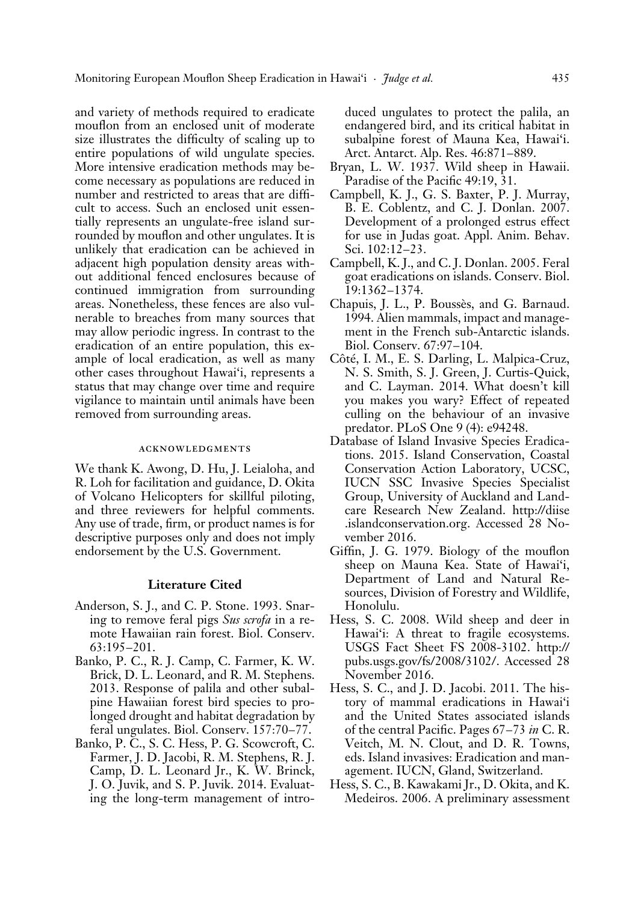and variety of methods required to eradicate mouflon from an enclosed unit of moderate size illustrates the difficulty of scaling up to entire populations of wild ungulate species. More intensive eradication methods may become necessary as populations are reduced in number and restricted to areas that are difficult to access. Such an enclosed unit essentially represents an ungulate-free island surrounded by mouflon and other ungulates. It is unlikely that eradication can be achieved in adjacent high population density areas without additional fenced enclosures because of continued immigration from surrounding areas. Nonetheless, these fences are also vulnerable to breaches from many sources that may allow periodic ingress. In contrast to the eradication of an entire population, this example of local eradication, as well as many other cases throughout Hawai'i, represents a status that may change over time and require vigilance to maintain until animals have been removed from surrounding areas.

## Acknowledgments

We thank K. Awong, D. Hu, J. Leialoha, and R. Loh for facilitation and guidance, D. Okita of Volcano Helicopters for skillful piloting, and three reviewers for helpful comments. Any use of trade, firm, or product names is for descriptive purposes only and does not imply endorsement by the U.S. Government.

## Literature Cited

Anderson, S. J., and C. P. Stone. 1993. Snaring to remove feral pigs *Sus scrofa* in a remote Hawaiian rain forest. Biol. Conserv. 63:195–201.

Banko, P. C., R. J. Camp, C. Farmer, K. W. Brick, D. L. Leonard, and R. M. Stephens. 2013. Response of palila and other subalpine Hawaiian forest bird species to prolonged drought and habitat degradation by feral ungulates. Biol. Conserv. 157:70–77.

Banko, P. C., S. C. Hess, P. G. Scowcroft, C. Farmer, J. D. Jacobi, R. M. Stephens, R. J. Camp, D. L. Leonard Jr., K. W. Brinck, J. O. Juvik, and S. P. Juvik. 2014. Evaluating the long-term management of introduced ungulates to protect the palila, an endangered bird, and its critical habitat in subalpine forest of Mauna Kea, Hawai'i. Arct. Antarct. Alp. Res. 46:871–889.

Bryan, L. W. 1937. Wild sheep in Hawaii. Paradise of the Pacific 49:19, 31.

Campbell, K. J., G. S. Baxter, P. J. Murray, B. E. Coblentz, and C. J. Donlan. 2007. Development of a prolonged estrus effect for use in Judas goat. Appl. Anim. Behav. Sci. 102:12–23.

Campbell, K. J., and C. J. Donlan. 2005. Feral goat eradications on islands. Conserv. Biol. 19:1362–1374.

Chapuis, J. L., P. Boussès, and G. Barnaud. 1994. Alien mammals, impact and management in the French sub-Antarctic islands. Biol. Conserv. 67:97–104.

Côté, I. M., E. S. Darling, L. Malpica-Cruz, N. S. Smith, S. J. Green, J. Curtis-Quick, and C. Layman. 2014. What doesn't kill you makes you wary? Effect of repeated culling on the behaviour of an invasive predator. PLoS One 9 (4): e94248.

Database of Island Invasive Species Eradications. 2015. Island Conservation, Coastal Conservation Action Laboratory, UCSC, IUCN SSC Invasive Species Specialist Group, University of Auckland and Landcare Research New Zealand. http://diise.islandconservation.org. Accessed 28 November 2016.

Giffin, J. G. 1979. Biology of the mouflon sheep on Mauna Kea. State of Hawai'i, Department of Land and Natural Resources, Division of Forestry and Wildlife, Honolulu.

Hess, S. C. 2008. Wild sheep and deer in Hawai'i: A threat to fragile ecosystems. USGS Fact Sheet FS 2008-3102. http://pubs.usgs.gov/fs/2008/3102/. Accessed 28 November 2016.

Hess, S. C., and J. D. Jacobi. 2011. The history of mammal eradications in Hawai'i and the United States associated islands of the central Pacific. Pages 67–73 *in* C. R. Veitch, M. N. Clout, and D. R. Towns, eds. Island invasives: Eradication and management. IUCN, Gland, Switzerland.

Hess, S. C., B. Kawakami Jr., D. Okita, and K. Medeiros. 2006. A preliminary assessment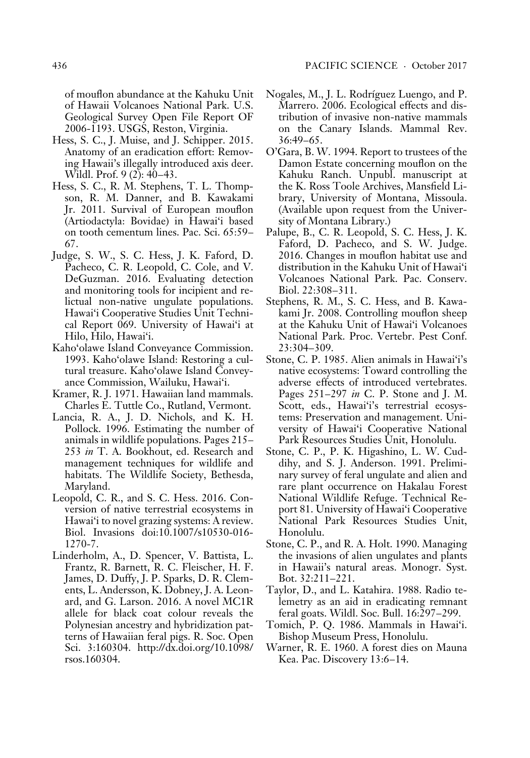of mouflon abundance at the Kahuku Unit of Hawaii Volcanoes National Park. U.S. Geological Survey Open File Report OF 2006-1193. USGS, Reston, Virginia.

Hess, S. C., J. Muise, and J. Schipper. 2015. Anatomy of an eradication effort: Removing Hawaii's illegally introduced axis deer. Wildl. Prof. 9 (2): 40–43.

Hess, S. C., R. M. Stephens, T. L. Thompson, R. M. Danner, and B. Kawakami Jr. 2011. Survival of European mouflon (Artiodactyla: Bovidae) in Hawai'i based on tooth cementum lines. Pac. Sci. 65:59–67.

Judge, S. W., S. C. Hess, J. K. Faford, D. Pacheco, C. R. Leopold, C. Cole, and V. DeGuzman. 2016. Evaluating detection and monitoring tools for incipient and relictual non-native ungulate populations. Hawai'i Cooperative Studies Unit Technical Report 069. University of Hawai'i at Hilo, Hilo, Hawai'i.

Kaho'olawe Island Conveyance Commission. 1993. Kaho'olawe Island: Restoring a cultural treasure. Kaho'olawe Island Conveyance Commission, Wailuku, Hawai'i.

Kramer, R. J. 1971. Hawaiian land mammals. Charles E. Tuttle Co., Rutland, Vermont.

Lancia, R. A., J. D. Nichols, and K. H. Pollock. 1996. Estimating the number of animals in wildlife populations. Pages 215–253 *in* T. A. Bookhout, ed. Research and management techniques for wildlife and habitats. The Wildlife Society, Bethesda, Maryland.

Leopold, C. R., and S. C. Hess. 2016. Conversion of native terrestrial ecosystems in Hawai'i to novel grazing systems: A review. Biol. Invasions doi:10.1007/s10530-016-1270-7.

Linderholm, A., D. Spencer, V. Battista, L. Frantz, R. Barnett, R. C. Fleischer, H. F. James, D. Duffy, J. P. Sparks, D. R. Clements, L. Andersson, K. Dobney, J. A. Leonard, and G. Larson. 2016. A novel MC1R allele for black coat colour reveals the Polynesian ancestry and hybridization patterns of Hawaiian feral pigs. R. Soc. Open Sci. 3:160304. http://dx.doi.org/10.1098/rsos.160304.

Nogales, M., J. L. Rodríguez Luengo, and P. Marrero. 2006. Ecological effects and distribution of invasive non-native mammals on the Canary Islands. Mammal Rev. 36:49–65.

O'Gara, B. W. 1994. Report to trustees of the Damon Estate concerning mouflon on the Kahuku Ranch. Unpubl. manuscript at the K. Ross Toole Archives, Mansfield Library, University of Montana, Missoula. (Available upon request from the University of Montana Library.)

Palupe, B., C. R. Leopold, S. C. Hess, J. K. Faford, D. Pacheco, and S. W. Judge. 2016. Changes in mouflon habitat use and distribution in the Kahuku Unit of Hawai'i Volcanoes National Park. Pac. Conserv. Biol. 22:308–311.

Stephens, R. M., S. C. Hess, and B. Kawakami Jr. 2008. Controlling mouflon sheep at the Kahuku Unit of Hawai'i Volcanoes National Park. Proc. Vertebr. Pest Conf. 23:304–309.

Stone, C. P. 1985. Alien animals in Hawai'i's native ecosystems: Toward controlling the adverse effects of introduced vertebrates. Pages 251–297 *in* C. P. Stone and J. M. Scott, eds., Hawai'i's terrestrial ecosystems: Preservation and management. University of Hawai'i Cooperative National Park Resources Studies Unit, Honolulu.

Stone, C. P., P. K. Higashino, L. W. Cuddihy, and S. J. Anderson. 1991. Preliminary survey of feral ungulate and alien and rare plant occurrence on Hakalau Forest National Wildlife Refuge. Technical Report 81. University of Hawai'i Cooperative National Park Resources Studies Unit, Honolulu.

Stone, C. P., and R. A. Holt. 1990. Managing the invasions of alien ungulates and plants in Hawaii's natural areas. Monogr. Syst. Bot. 32:211–221.

Taylor, D., and L. Katahira. 1988. Radio telemetry as an aid in eradicating remnant feral goats. Wildl. Soc. Bull. 16:297–299.

Tomich, P. Q. 1986. Mammals in Hawai'i. Bishop Museum Press, Honolulu.

Warner, R. E. 1960. A forest dies on Mauna Kea. Pac. Discovery 13:6–14.